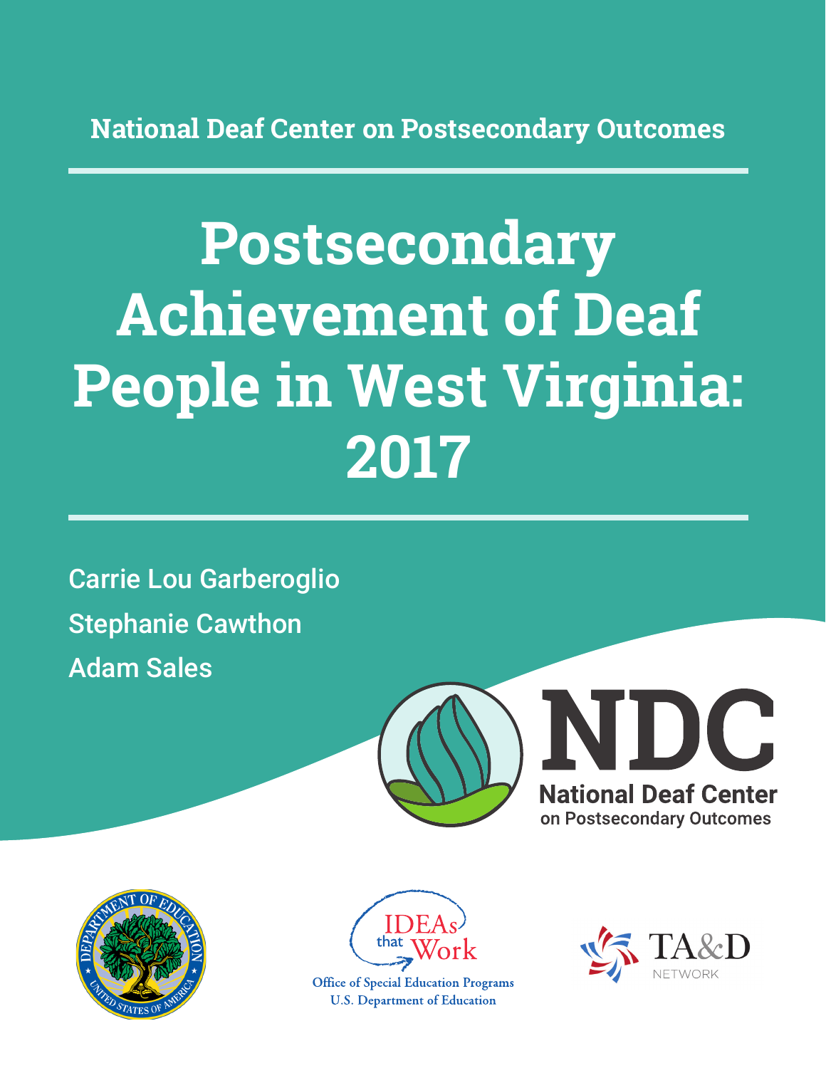National Deaf Center on Postsecondary Outcomes

# Postsecondary Achievement of Deaf People in West Virginia: 2017

Carrie Lou Garberoglio

Stephanie Cawthon

Adam Sales

NDC
National Deaf Center on Postsecondary Outcomes

IDEAs that Work

Office of Special Education Programs
U.S. Department of Education

TA&D NETWORK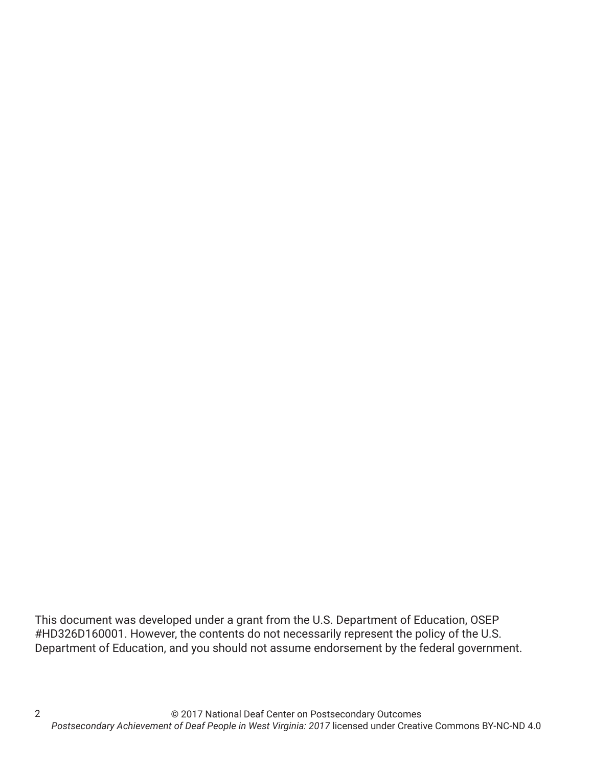This document was developed under a grant from the U.S. Department of Education, OSEP #HD326D160001. However, the contents do not necessarily represent the policy of the U.S. Department of Education, and you should not assume endorsement by the federal government.

© 2017 National Deaf Center on Postsecondary Outcomes
*Postsecondary Achievement of Deaf People in West Virginia: 2017* licensed under Creative Commons BY-NC-ND 4.0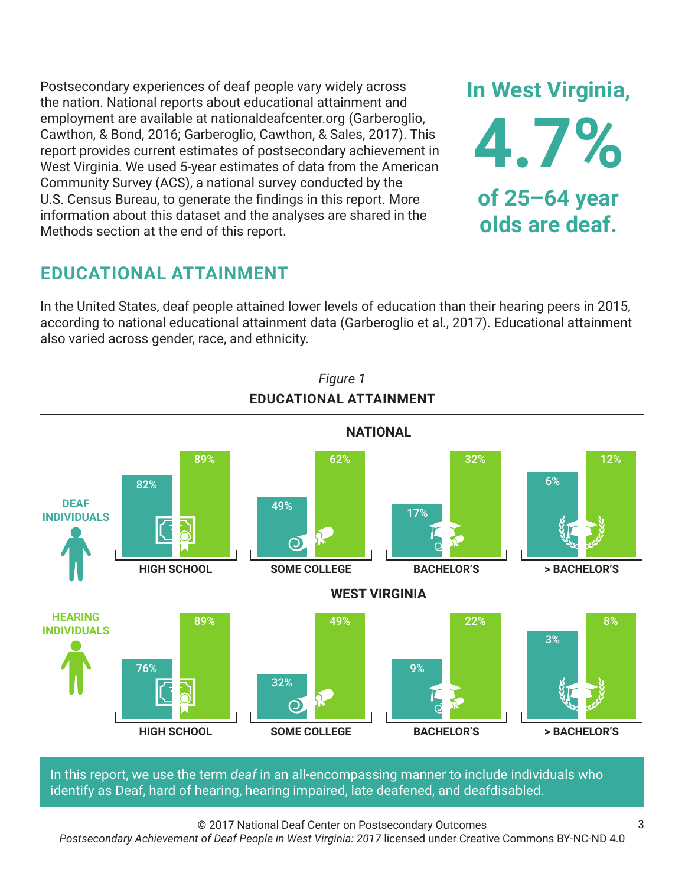Postsecondary experiences of deaf people vary widely across the nation. National reports about educational attainment and employment are available at nationaldeafcenter.org (Garberoglio, Cawthon, & Bond, 2016; Garberoglio, Cawthon, & Sales, 2017). This report provides current estimates of postsecondary achievement in West Virginia. We used 5-year estimates of data from the American Community Survey (ACS), a national survey conducted by the U.S. Census Bureau, to generate the findings in this report. More information about this dataset and the analyses are shared in the Methods section at the end of this report.

**In West Virginia, 4.7% of 25–64 year olds are deaf.**

## EDUCATIONAL ATTAINMENT

In the United States, deaf people attained lower levels of education than their hearing peers in 2015, according to national educational attainment data (Garberoglio et al., 2017). Educational attainment also varied across gender, race, and ethnicity.

*Figure 1*

**EDUCATIONAL ATTAINMENT**

**NATIONAL**

| | HIGH SCHOOL | SOME COLLEGE | BACHELOR'S | > BACHELOR'S |
|---|---|---|---|---|
| DEAF INDIVIDUALS | 82% | 49% | 17% | 6% |
| HEARING INDIVIDUALS | 89% | 62% | 32% | 12% |

**WEST VIRGINIA**

| | HIGH SCHOOL | SOME COLLEGE | BACHELOR'S | > BACHELOR'S |
|---|---|---|---|---|
| DEAF INDIVIDUALS | 76% | 32% | 9% | 3% |
| HEARING INDIVIDUALS | 89% | 49% | 22% | 8% |

In this report, we use the term *deaf* in an all-encompassing manner to include individuals who identify as Deaf, hard of hearing, hearing impaired, late deafened, and deafdisabled.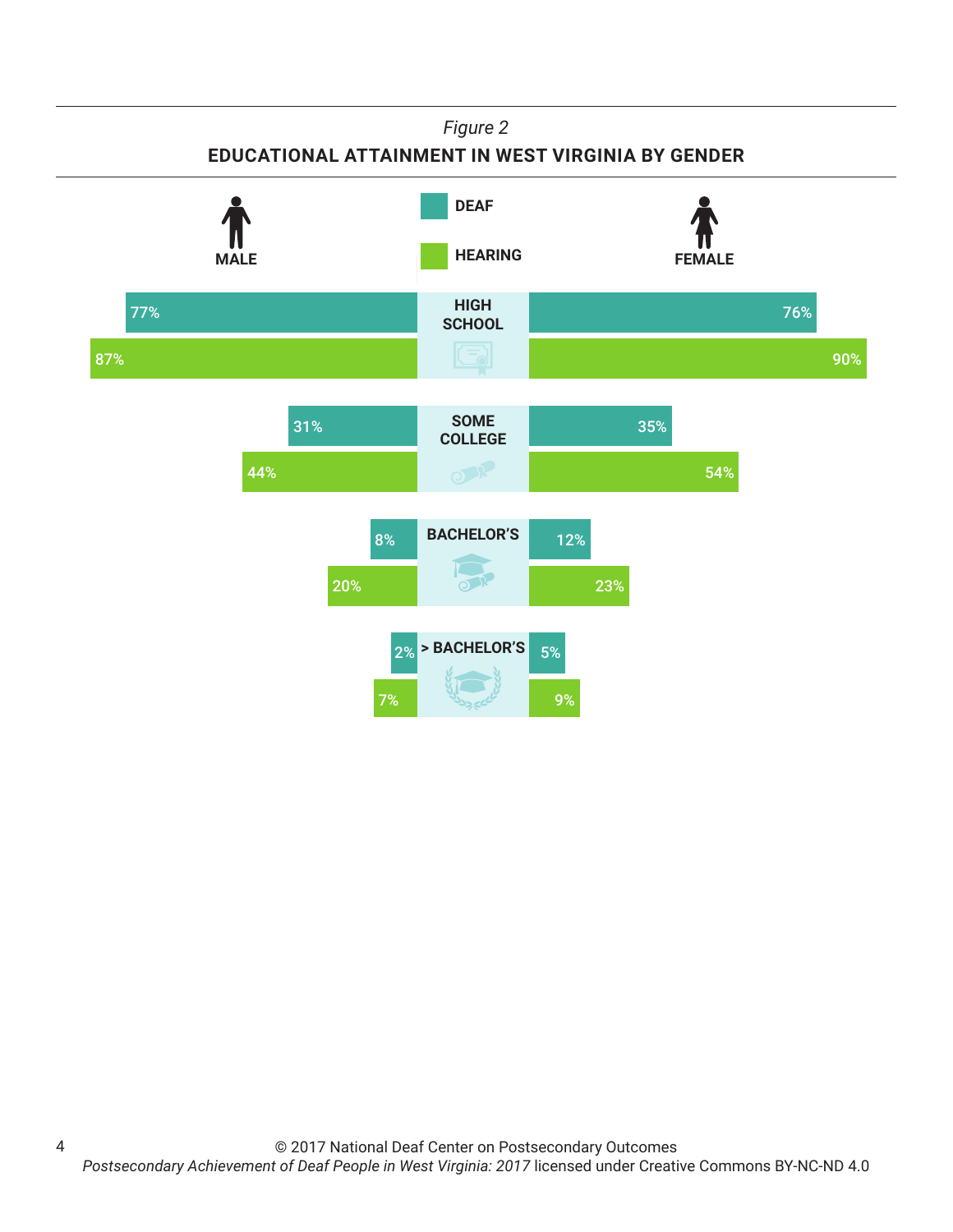*Figure 2*

**EDUCATIONAL ATTAINMENT IN WEST VIRGINIA BY GENDER**

| | Male – Deaf | Male – Hearing | Female – Deaf | Female – Hearing |
|---|---|---|---|---|
| HIGH SCHOOL | 77% | 87% | 76% | 90% |
| SOME COLLEGE | 31% | 44% | 35% | 54% |
| BACHELOR'S | 8% | 20% | 12% | 23% |
| > BACHELOR'S | 2% | 7% | 5% | 9% |

© 2017 National Deaf Center on Postsecondary Outcomes
*Postsecondary Achievement of Deaf People in West Virginia: 2017* licensed under Creative Commons BY-NC-ND 4.0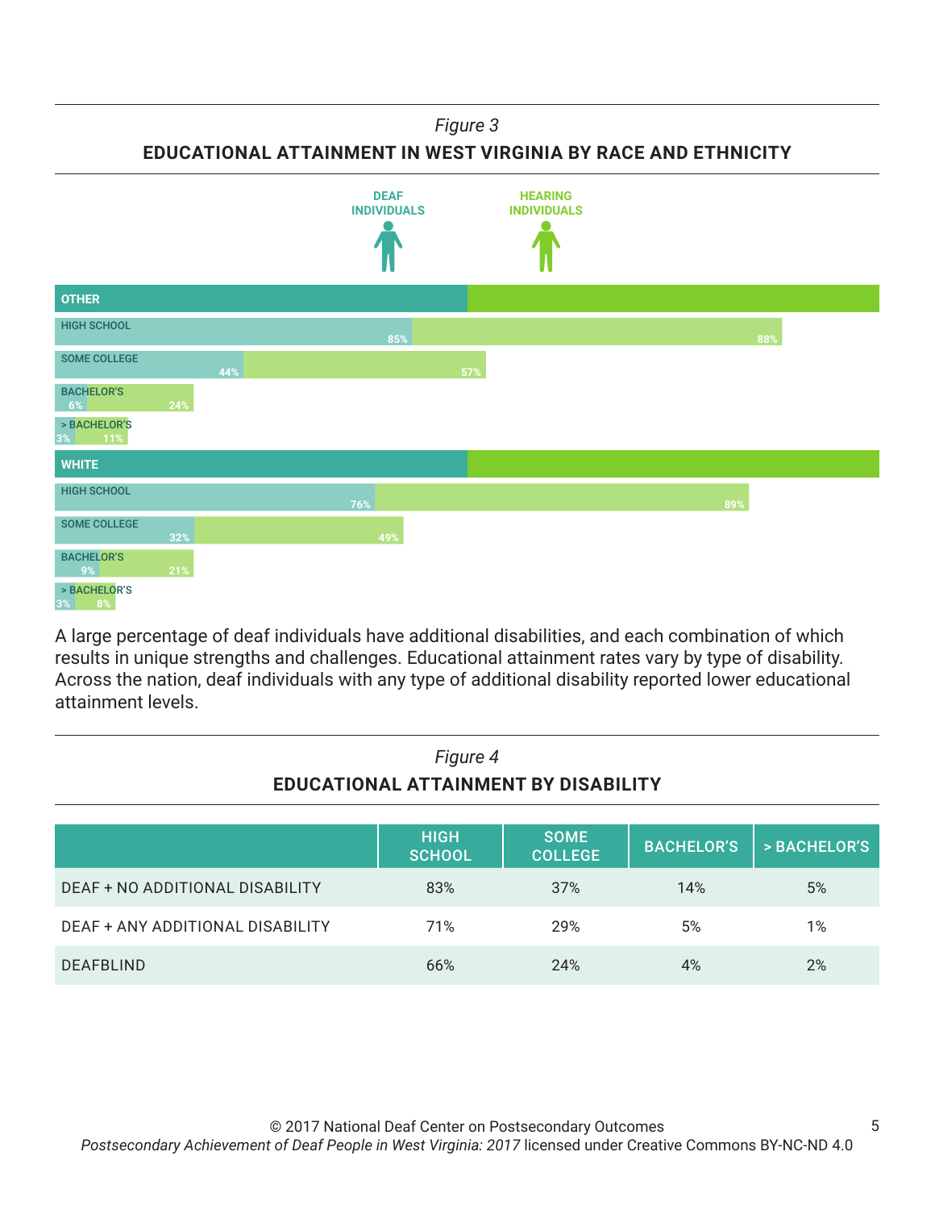*Figure 3*

**EDUCATIONAL ATTAINMENT IN WEST VIRGINIA BY RACE AND ETHNICITY**

| | DEAF INDIVIDUALS | HEARING INDIVIDUALS |
|---|---|---|
| **OTHER** | | |
| HIGH SCHOOL | 85% | 88% |
| SOME COLLEGE | 44% | 57% |
| BACHELOR'S | 6% | 24% |
| > BACHELOR'S | 3% | 11% |
| **WHITE** | | |
| HIGH SCHOOL | 76% | 89% |
| SOME COLLEGE | 32% | 49% |
| BACHELOR'S | 9% | 21% |
| > BACHELOR'S | 3% | 8% |

A large percentage of deaf individuals have additional disabilities, and each combination of which results in unique strengths and challenges. Educational attainment rates vary by type of disability. Across the nation, deaf individuals with any type of additional disability reported lower educational attainment levels.

*Figure 4*

**EDUCATIONAL ATTAINMENT BY DISABILITY**

| | HIGH SCHOOL | SOME COLLEGE | BACHELOR'S | > BACHELOR'S |
|---|---|---|---|---|
| DEAF + NO ADDITIONAL DISABILITY | 83% | 37% | 14% | 5% |
| DEAF + ANY ADDITIONAL DISABILITY | 71% | 29% | 5% | 1% |
| DEAFBLIND | 66% | 24% | 4% | 2% |

© 2017 National Deaf Center on Postsecondary Outcomes
*Postsecondary Achievement of Deaf People in West Virginia: 2017* licensed under Creative Commons BY-NC-ND 4.0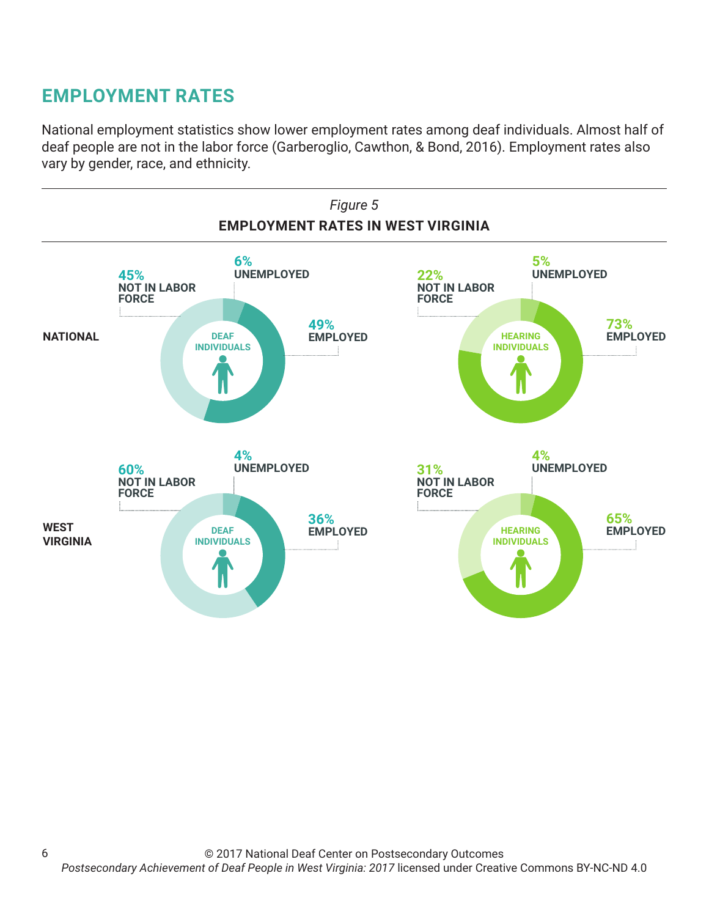## EMPLOYMENT RATES

National employment statistics show lower employment rates among deaf individuals. Almost half of deaf people are not in the labor force (Garberoglio, Cawthon, & Bond, 2016). Employment rates also vary by gender, race, and ethnicity.

*Figure 5*

**EMPLOYMENT RATES IN WEST VIRGINIA**

| | Deaf Individuals | | | Hearing Individuals | | |
|---|---|---|---|---|---|---|
| | Employed | Unemployed | Not in Labor Force | Employed | Unemployed | Not in Labor Force |
| **National** | 49% | 6% | 45% | 73% | 5% | 22% |
| **West Virginia** | 36% | 4% | 60% | 65% | 4% | 31% |

© 2017 National Deaf Center on Postsecondary Outcomes
*Postsecondary Achievement of Deaf People in West Virginia: 2017* licensed under Creative Commons BY-NC-ND 4.0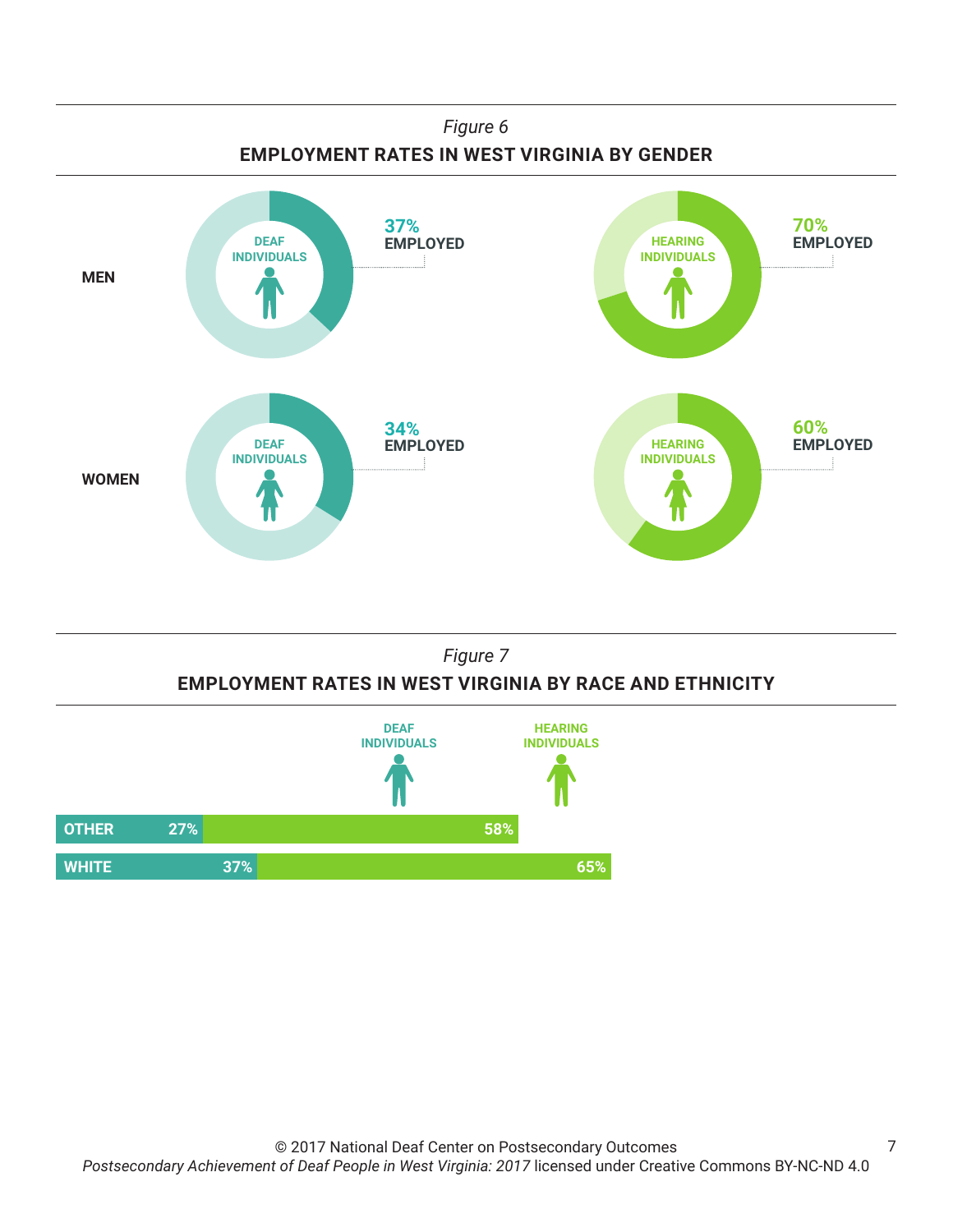*Figure 6*

**EMPLOYMENT RATES IN WEST VIRGINIA BY GENDER**

| | DEAF INDIVIDUALS | HEARING INDIVIDUALS |
|---|---|---|
| MEN | 37% EMPLOYED | 70% EMPLOYED |
| WOMEN | 34% EMPLOYED | 60% EMPLOYED |

*Figure 7*

**EMPLOYMENT RATES IN WEST VIRGINIA BY RACE AND ETHNICITY**

| | DEAF INDIVIDUALS | HEARING INDIVIDUALS |
|---|---|---|
| OTHER | 27% | 58% |
| WHITE | 37% | 65% |

© 2017 National Deaf Center on Postsecondary Outcomes
*Postsecondary Achievement of Deaf People in West Virginia: 2017* licensed under Creative Commons BY-NC-ND 4.0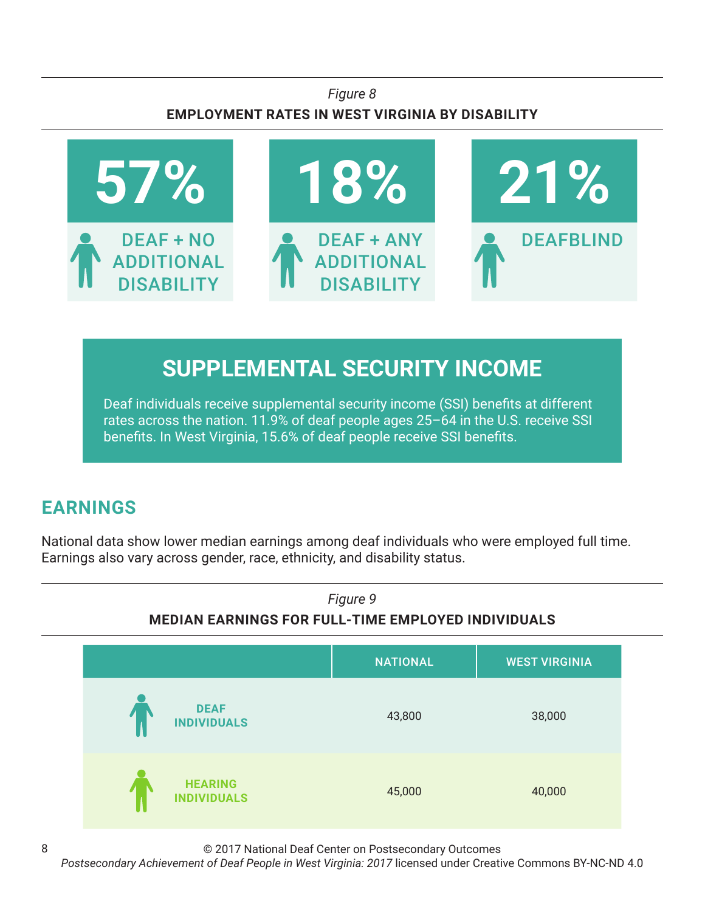*Figure 8*

**EMPLOYMENT RATES IN WEST VIRGINIA BY DISABILITY**

| 57% | 18% | 21% |
|---|---|---|
| DEAF + NO ADDITIONAL DISABILITY | DEAF + ANY ADDITIONAL DISABILITY | DEAFBLIND |

## SUPPLEMENTAL SECURITY INCOME

Deaf individuals receive supplemental security income (SSI) benefits at different rates across the nation. 11.9% of deaf people ages 25–64 in the U.S. receive SSI benefits. In West Virginia, 15.6% of deaf people receive SSI benefits.

## EARNINGS

National data show lower median earnings among deaf individuals who were employed full time. Earnings also vary across gender, race, ethnicity, and disability status.

*Figure 9*

**MEDIAN EARNINGS FOR FULL-TIME EMPLOYED INDIVIDUALS**

| | NATIONAL | WEST VIRGINIA |
|---|---|---|
| DEAF INDIVIDUALS | 43,800 | 38,000 |
| HEARING INDIVIDUALS | 45,000 | 40,000 |

© 2017 National Deaf Center on Postsecondary Outcomes
*Postsecondary Achievement of Deaf People in West Virginia: 2017* licensed under Creative Commons BY-NC-ND 4.0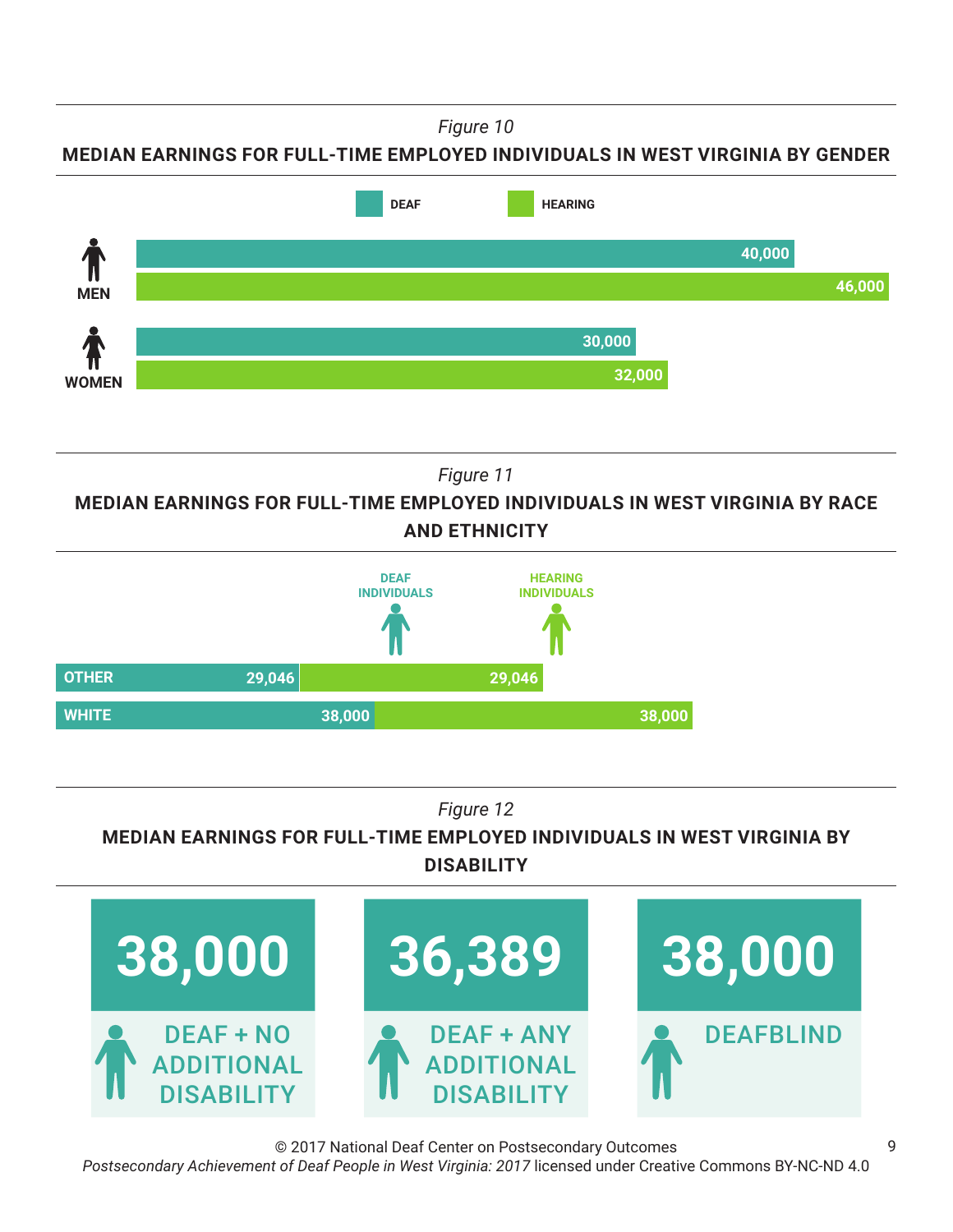*Figure 10*

**MEDIAN EARNINGS FOR FULL-TIME EMPLOYED INDIVIDUALS IN WEST VIRGINIA BY GENDER**

| | DEAF | HEARING |
|---|---|---|
| MEN | 40,000 | 46,000 |
| WOMEN | 30,000 | 32,000 |

*Figure 11*

**MEDIAN EARNINGS FOR FULL-TIME EMPLOYED INDIVIDUALS IN WEST VIRGINIA BY RACE AND ETHNICITY**

| | DEAF INDIVIDUALS | HEARING INDIVIDUALS |
|---|---|---|
| OTHER | 29,046 | 29,046 |
| WHITE | 38,000 | 38,000 |

*Figure 12*

**MEDIAN EARNINGS FOR FULL-TIME EMPLOYED INDIVIDUALS IN WEST VIRGINIA BY DISABILITY**

| DEAF + NO ADDITIONAL DISABILITY | DEAF + ANY ADDITIONAL DISABILITY | DEAFBLIND |
|---|---|---|
| 38,000 | 36,389 | 38,000 |

© 2017 National Deaf Center on Postsecondary Outcomes

*Postsecondary Achievement of Deaf People in West Virginia: 2017* licensed under Creative Commons BY-NC-ND 4.0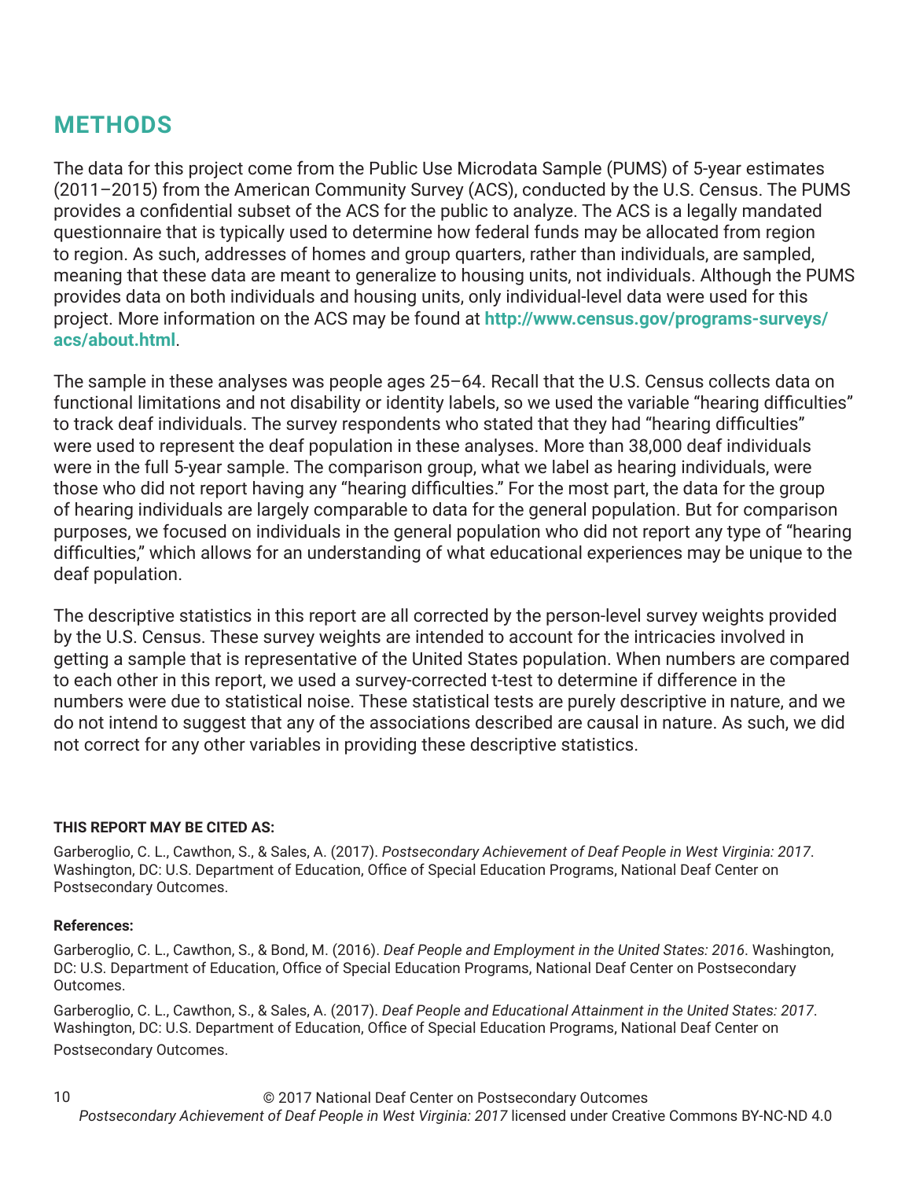## METHODS

The data for this project come from the Public Use Microdata Sample (PUMS) of 5-year estimates (2011–2015) from the American Community Survey (ACS), conducted by the U.S. Census. The PUMS provides a confidential subset of the ACS for the public to analyze. The ACS is a legally mandated questionnaire that is typically used to determine how federal funds may be allocated from region to region. As such, addresses of homes and group quarters, rather than individuals, are sampled, meaning that these data are meant to generalize to housing units, not individuals. Although the PUMS provides data on both individuals and housing units, only individual-level data were used for this project. More information on the ACS may be found at **http://www.census.gov/programs-surveys/acs/about.html**.

The sample in these analyses was people ages 25–64. Recall that the U.S. Census collects data on functional limitations and not disability or identity labels, so we used the variable "hearing difficulties" to track deaf individuals. The survey respondents who stated that they had "hearing difficulties" were used to represent the deaf population in these analyses. More than 38,000 deaf individuals were in the full 5-year sample. The comparison group, what we label as hearing individuals, were those who did not report having any "hearing difficulties." For the most part, the data for the group of hearing individuals are largely comparable to data for the general population. But for comparison purposes, we focused on individuals in the general population who did not report any type of "hearing difficulties," which allows for an understanding of what educational experiences may be unique to the deaf population.

The descriptive statistics in this report are all corrected by the person-level survey weights provided by the U.S. Census. These survey weights are intended to account for the intricacies involved in getting a sample that is representative of the United States population. When numbers are compared to each other in this report, we used a survey-corrected t-test to determine if difference in the numbers were due to statistical noise. These statistical tests are purely descriptive in nature, and we do not intend to suggest that any of the associations described are causal in nature. As such, we did not correct for any other variables in providing these descriptive statistics.

**THIS REPORT MAY BE CITED AS:**

Garberoglio, C. L., Cawthon, S., & Sales, A. (2017). *Postsecondary Achievement of Deaf People in West Virginia: 2017*. Washington, DC: U.S. Department of Education, Office of Special Education Programs, National Deaf Center on Postsecondary Outcomes.

**References:**

Garberoglio, C. L., Cawthon, S., & Bond, M. (2016). *Deaf People and Employment in the United States: 2016*. Washington, DC: U.S. Department of Education, Office of Special Education Programs, National Deaf Center on Postsecondary Outcomes.

Garberoglio, C. L., Cawthon, S., & Sales, A. (2017). *Deaf People and Educational Attainment in the United States: 2017*. Washington, DC: U.S. Department of Education, Office of Special Education Programs, National Deaf Center on Postsecondary Outcomes.

© 2017 National Deaf Center on Postsecondary Outcomes
*Postsecondary Achievement of Deaf People in West Virginia: 2017* licensed under Creative Commons BY-NC-ND 4.0